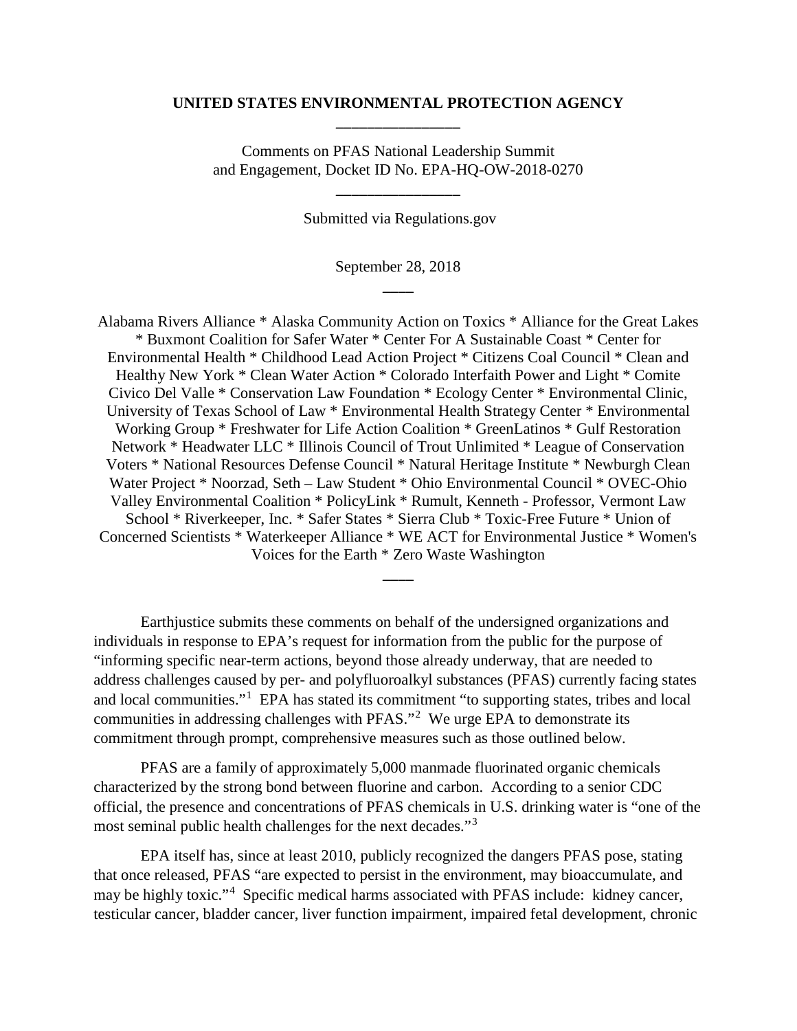**UNITED STATES ENVIRONMENTAL PROTECTION AGENCY**

---

Comments on PFAS National Leadership Summit and Engagement, Docket ID No. EPA-HQ-OW-2018-0270

---

Submitted via Regulations.gov

September 28, 2018

---

Alabama Rivers Alliance * Alaska Community Action on Toxics * Alliance for the Great Lakes * Buxmont Coalition for Safer Water * Center For A Sustainable Coast * Center for Environmental Health * Childhood Lead Action Project * Citizens Coal Council * Clean and Healthy New York * Clean Water Action * Colorado Interfaith Power and Light * Comite Civico Del Valle * Conservation Law Foundation * Ecology Center * Environmental Clinic, University of Texas School of Law * Environmental Health Strategy Center * Environmental Working Group * Freshwater for Life Action Coalition * GreenLatinos * Gulf Restoration Network * Headwater LLC * Illinois Council of Trout Unlimited * League of Conservation Voters * National Resources Defense Council * Natural Heritage Institute * Newburgh Clean Water Project * Noorzad, Seth – Law Student * Ohio Environmental Council * OVEC-Ohio Valley Environmental Coalition * PolicyLink * Rumult, Kenneth - Professor, Vermont Law School * Riverkeeper, Inc. * Safer States * Sierra Club * Toxic-Free Future * Union of Concerned Scientists * Waterkeeper Alliance * WE ACT for Environmental Justice * Women's Voices for the Earth * Zero Waste Washington

---

Earthjustice submits these comments on behalf of the undersigned organizations and individuals in response to EPA's request for information from the public for the purpose of "informing specific near-term actions, beyond those already underway, that are needed to address challenges caused by per- and polyfluoroalkyl substances (PFAS) currently facing states and local communities."[1] EPA has stated its commitment "to supporting states, tribes and local communities in addressing challenges with PFAS."[2] We urge EPA to demonstrate its commitment through prompt, comprehensive measures such as those outlined below.

PFAS are a family of approximately 5,000 manmade fluorinated organic chemicals characterized by the strong bond between fluorine and carbon. According to a senior CDC official, the presence and concentrations of PFAS chemicals in U.S. drinking water is "one of the most seminal public health challenges for the next decades."[3]

EPA itself has, since at least 2010, publicly recognized the dangers PFAS pose, stating that once released, PFAS "are expected to persist in the environment, may bioaccumulate, and may be highly toxic."[4] Specific medical harms associated with PFAS include: kidney cancer, testicular cancer, bladder cancer, liver function impairment, impaired fetal development, chronic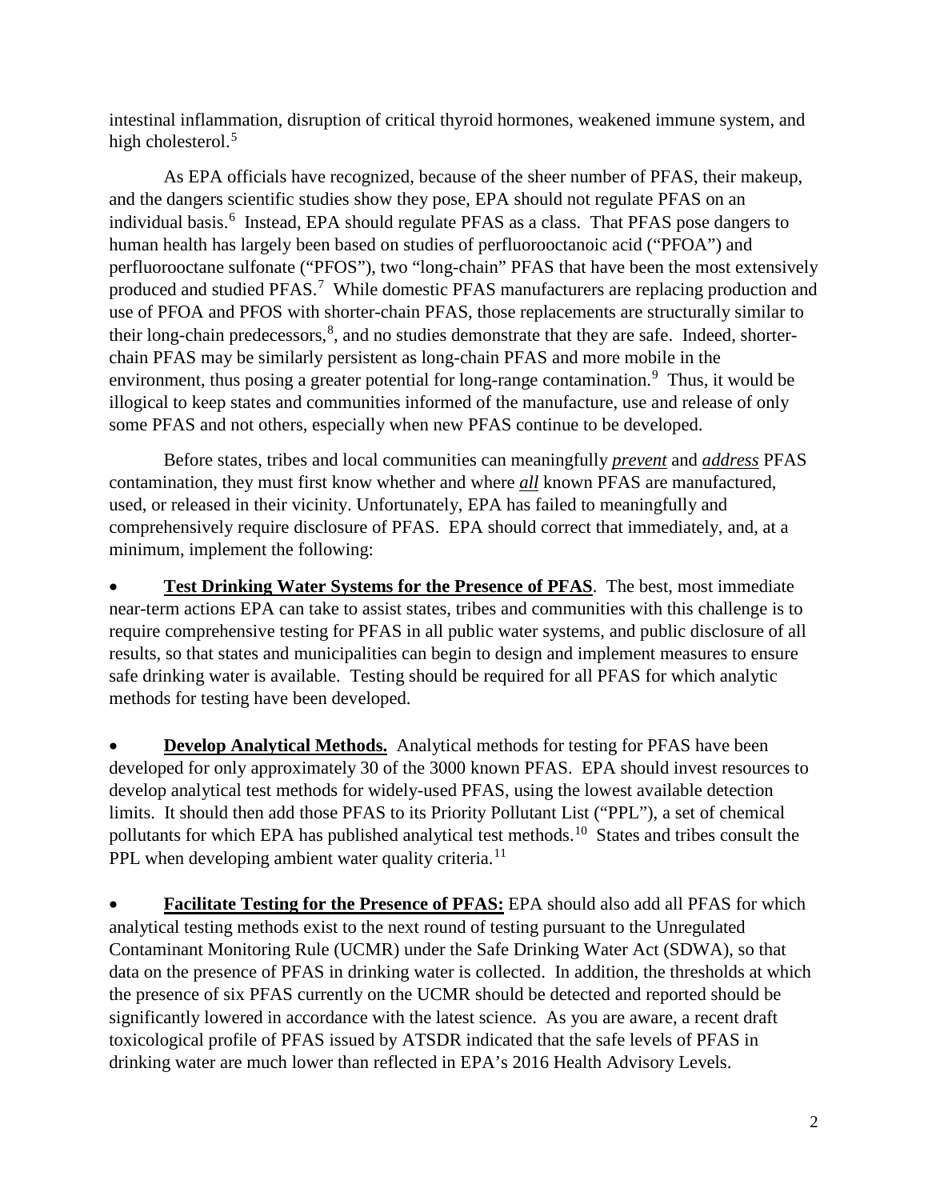intestinal inflammation, disruption of critical thyroid hormones, weakened immune system, and high cholesterol.[5]

As EPA officials have recognized, because of the sheer number of PFAS, their makeup, and the dangers scientific studies show they pose, EPA should not regulate PFAS on an individual basis.[6] Instead, EPA should regulate PFAS as a class. That PFAS pose dangers to human health has largely been based on studies of perfluorooctanoic acid ("PFOA") and perfluorooctane sulfonate ("PFOS"), two "long-chain" PFAS that have been the most extensively produced and studied PFAS.[7] While domestic PFAS manufacturers are replacing production and use of PFOA and PFOS with shorter-chain PFAS, those replacements are structurally similar to their long-chain predecessors,[8], and no studies demonstrate that they are safe. Indeed, shorter-chain PFAS may be similarly persistent as long-chain PFAS and more mobile in the environment, thus posing a greater potential for long-range contamination.[9] Thus, it would be illogical to keep states and communities informed of the manufacture, use and release of only some PFAS and not others, especially when new PFAS continue to be developed.

Before states, tribes and local communities can meaningfully ***prevent*** and ***address*** PFAS contamination, they must first know whether and where ***all*** known PFAS are manufactured, used, or released in their vicinity. Unfortunately, EPA has failed to meaningfully and comprehensively require disclosure of PFAS. EPA should correct that immediately, and, at a minimum, implement the following:

- **Test Drinking Water Systems for the Presence of PFAS**. The best, most immediate near-term actions EPA can take to assist states, tribes and communities with this challenge is to require comprehensive testing for PFAS in all public water systems, and public disclosure of all results, so that states and municipalities can begin to design and implement measures to ensure safe drinking water is available. Testing should be required for all PFAS for which analytic methods for testing have been developed.

- **Develop Analytical Methods.** Analytical methods for testing for PFAS have been developed for only approximately 30 of the 3000 known PFAS. EPA should invest resources to develop analytical test methods for widely-used PFAS, using the lowest available detection limits. It should then add those PFAS to its Priority Pollutant List ("PPL"), a set of chemical pollutants for which EPA has published analytical test methods.[10] States and tribes consult the PPL when developing ambient water quality criteria.[11]

- **Facilitate Testing for the Presence of PFAS:** EPA should also add all PFAS for which analytical testing methods exist to the next round of testing pursuant to the Unregulated Contaminant Monitoring Rule (UCMR) under the Safe Drinking Water Act (SDWA), so that data on the presence of PFAS in drinking water is collected. In addition, the thresholds at which the presence of six PFAS currently on the UCMR should be detected and reported should be significantly lowered in accordance with the latest science. As you are aware, a recent draft toxicological profile of PFAS issued by ATSDR indicated that the safe levels of PFAS in drinking water are much lower than reflected in EPA's 2016 Health Advisory Levels.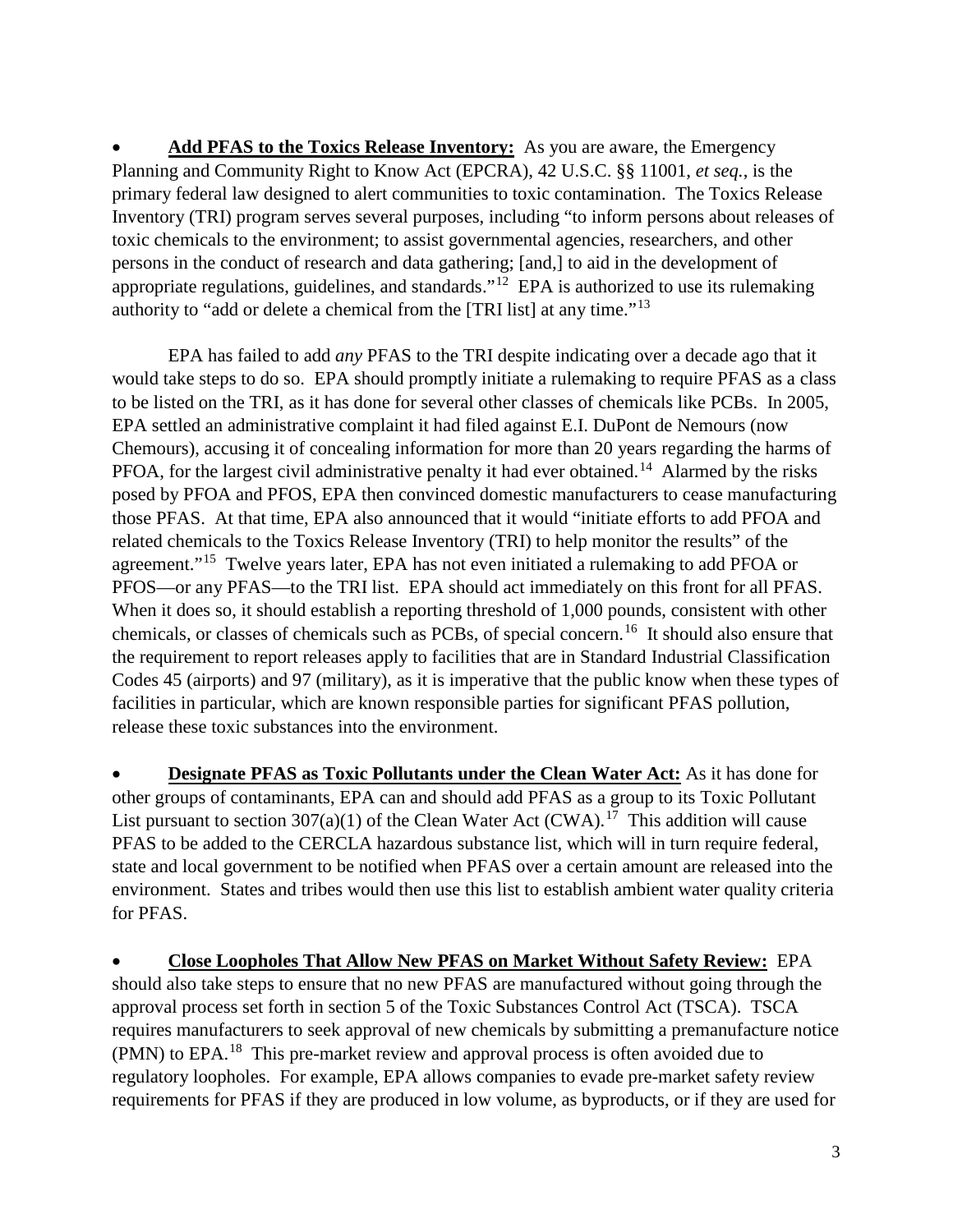- **Add PFAS to the Toxics Release Inventory:** As you are aware, the Emergency Planning and Community Right to Know Act (EPCRA), 42 U.S.C. §§ 11001, *et seq.*, is the primary federal law designed to alert communities to toxic contamination. The Toxics Release Inventory (TRI) program serves several purposes, including "to inform persons about releases of toxic chemicals to the environment; to assist governmental agencies, researchers, and other persons in the conduct of research and data gathering; [and,] to aid in the development of appropriate regulations, guidelines, and standards."[12] EPA is authorized to use its rulemaking authority to "add or delete a chemical from the [TRI list] at any time."[13]

EPA has failed to add *any* PFAS to the TRI despite indicating over a decade ago that it would take steps to do so. EPA should promptly initiate a rulemaking to require PFAS as a class to be listed on the TRI, as it has done for several other classes of chemicals like PCBs. In 2005, EPA settled an administrative complaint it had filed against E.I. DuPont de Nemours (now Chemours), accusing it of concealing information for more than 20 years regarding the harms of PFOA, for the largest civil administrative penalty it had ever obtained.[14] Alarmed by the risks posed by PFOA and PFOS, EPA then convinced domestic manufacturers to cease manufacturing those PFAS. At that time, EPA also announced that it would "initiate efforts to add PFOA and related chemicals to the Toxics Release Inventory (TRI) to help monitor the results" of the agreement."[15] Twelve years later, EPA has not even initiated a rulemaking to add PFOA or PFOS—or any PFAS—to the TRI list. EPA should act immediately on this front for all PFAS. When it does so, it should establish a reporting threshold of 1,000 pounds, consistent with other chemicals, or classes of chemicals such as PCBs, of special concern.[16] It should also ensure that the requirement to report releases apply to facilities that are in Standard Industrial Classification Codes 45 (airports) and 97 (military), as it is imperative that the public know when these types of facilities in particular, which are known responsible parties for significant PFAS pollution, release these toxic substances into the environment.

- **Designate PFAS as Toxic Pollutants under the Clean Water Act:** As it has done for other groups of contaminants, EPA can and should add PFAS as a group to its Toxic Pollutant List pursuant to section 307(a)(1) of the Clean Water Act (CWA).[17] This addition will cause PFAS to be added to the CERCLA hazardous substance list, which will in turn require federal, state and local government to be notified when PFAS over a certain amount are released into the environment. States and tribes would then use this list to establish ambient water quality criteria for PFAS.

- **Close Loopholes That Allow New PFAS on Market Without Safety Review:** EPA should also take steps to ensure that no new PFAS are manufactured without going through the approval process set forth in section 5 of the Toxic Substances Control Act (TSCA). TSCA requires manufacturers to seek approval of new chemicals by submitting a premanufacture notice (PMN) to EPA.[18] This pre-market review and approval process is often avoided due to regulatory loopholes. For example, EPA allows companies to evade pre-market safety review requirements for PFAS if they are produced in low volume, as byproducts, or if they are used for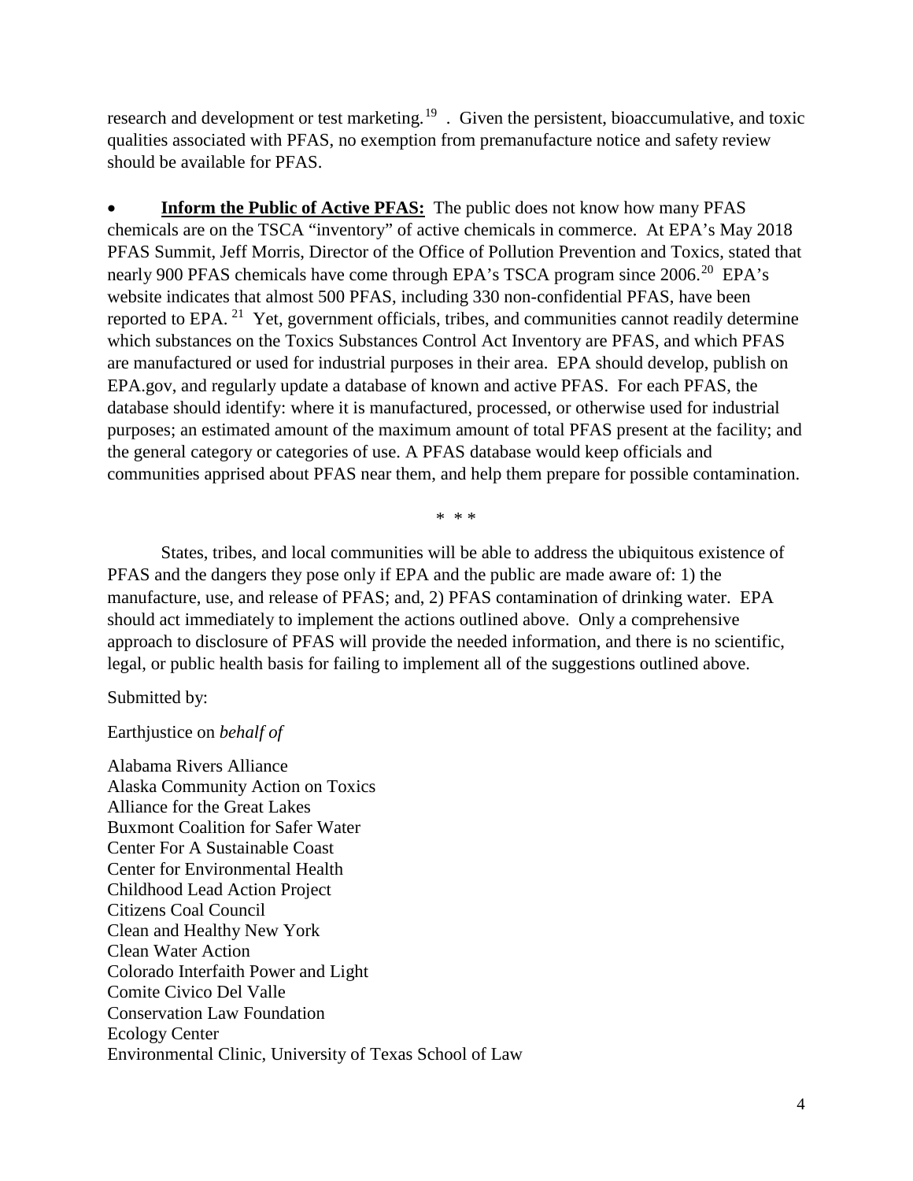research and development or test marketing.[19] . Given the persistent, bioaccumulative, and toxic qualities associated with PFAS, no exemption from premanufacture notice and safety review should be available for PFAS.

- **Inform the Public of Active PFAS:** The public does not know how many PFAS chemicals are on the TSCA "inventory" of active chemicals in commerce. At EPA's May 2018 PFAS Summit, Jeff Morris, Director of the Office of Pollution Prevention and Toxics, stated that nearly 900 PFAS chemicals have come through EPA's TSCA program since 2006.[20] EPA's website indicates that almost 500 PFAS, including 330 non-confidential PFAS, have been reported to EPA.[21] Yet, government officials, tribes, and communities cannot readily determine which substances on the Toxics Substances Control Act Inventory are PFAS, and which PFAS are manufactured or used for industrial purposes in their area. EPA should develop, publish on EPA.gov, and regularly update a database of known and active PFAS. For each PFAS, the database should identify: where it is manufactured, processed, or otherwise used for industrial purposes; an estimated amount of the maximum amount of total PFAS present at the facility; and the general category or categories of use. A PFAS database would keep officials and communities apprised about PFAS near them, and help them prepare for possible contamination.

\* \* \*

States, tribes, and local communities will be able to address the ubiquitous existence of PFAS and the dangers they pose only if EPA and the public are made aware of: 1) the manufacture, use, and release of PFAS; and, 2) PFAS contamination of drinking water. EPA should act immediately to implement the actions outlined above. Only a comprehensive approach to disclosure of PFAS will provide the needed information, and there is no scientific, legal, or public health basis for failing to implement all of the suggestions outlined above.

Submitted by:

Earthjustice on *behalf of*

Alabama Rivers Alliance
Alaska Community Action on Toxics
Alliance for the Great Lakes
Buxmont Coalition for Safer Water
Center For A Sustainable Coast
Center for Environmental Health
Childhood Lead Action Project
Citizens Coal Council
Clean and Healthy New York
Clean Water Action
Colorado Interfaith Power and Light
Comite Civico Del Valle
Conservation Law Foundation
Ecology Center
Environmental Clinic, University of Texas School of Law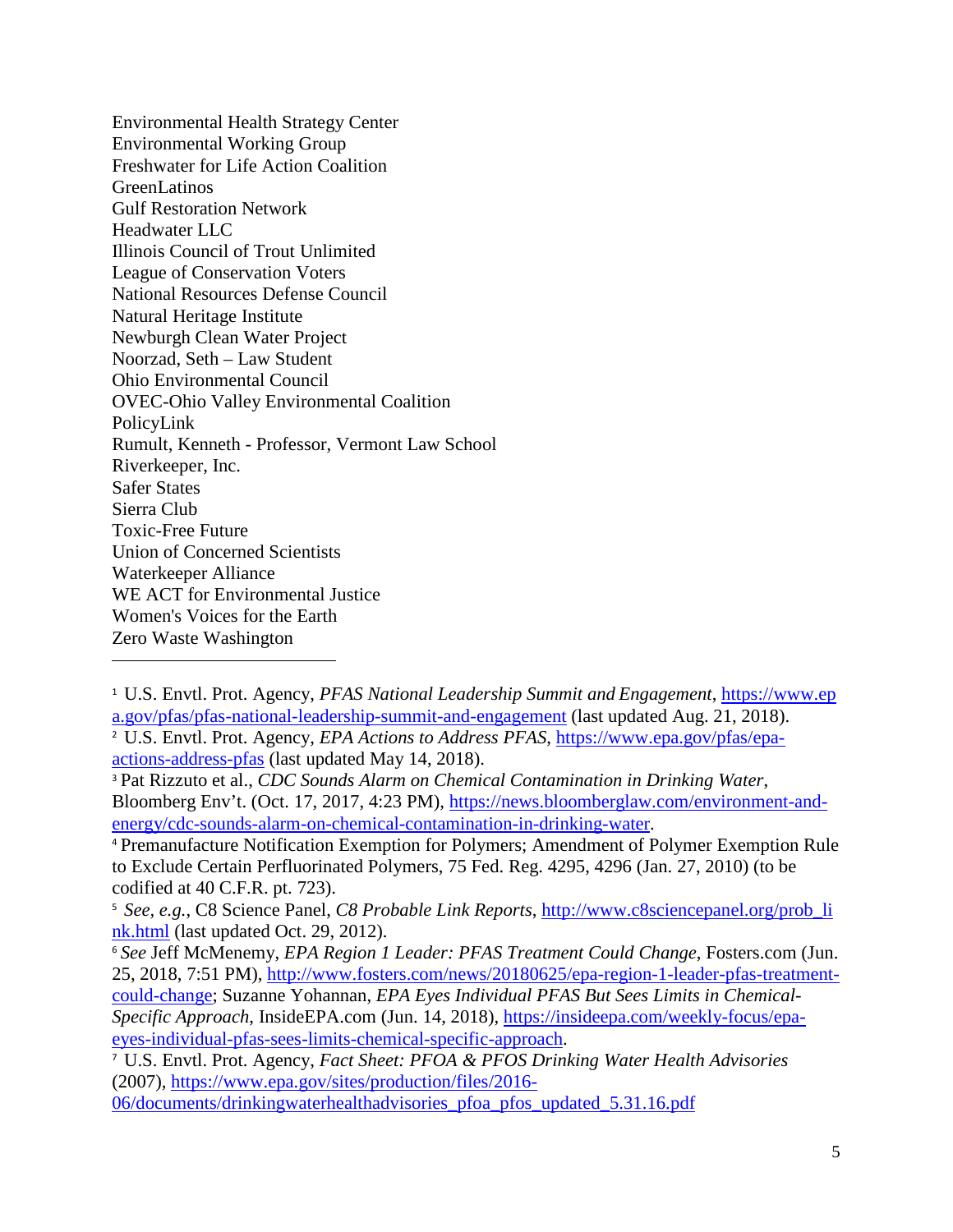Environmental Health Strategy Center  
Environmental Working Group  
Freshwater for Life Action Coalition  
GreenLatinos  
Gulf Restoration Network  
Headwater LLC  
Illinois Council of Trout Unlimited  
League of Conservation Voters  
National Resources Defense Council  
Natural Heritage Institute  
Newburgh Clean Water Project  
Noorzad, Seth – Law Student  
Ohio Environmental Council  
OVEC-Ohio Valley Environmental Coalition  
PolicyLink  
Rumult, Kenneth - Professor, Vermont Law School  
Riverkeeper, Inc.  
Safer States  
Sierra Club  
Toxic-Free Future  
Union of Concerned Scientists  
Waterkeeper Alliance  
WE ACT for Environmental Justice  
Women's Voices for the Earth  
Zero Waste Washington

---

[1] U.S. Envtl. Prot. Agency, *PFAS National Leadership Summit and Engagement*, https://www.epa.gov/pfas/pfas-national-leadership-summit-and-engagement (last updated Aug. 21, 2018).

[2] U.S. Envtl. Prot. Agency, *EPA Actions to Address PFAS*, https://www.epa.gov/pfas/epa-actions-address-pfas (last updated May 14, 2018).

[3] Pat Rizzuto et al., *CDC Sounds Alarm on Chemical Contamination in Drinking Water*, Bloomberg Env't. (Oct. 17, 2017, 4:23 PM), https://news.bloomberglaw.com/environment-and-energy/cdc-sounds-alarm-on-chemical-contamination-in-drinking-water.

[4] Premanufacture Notification Exemption for Polymers; Amendment of Polymer Exemption Rule to Exclude Certain Perfluorinated Polymers, 75 Fed. Reg. 4295, 4296 (Jan. 27, 2010) (to be codified at 40 C.F.R. pt. 723).

[5] *See, e.g.*, C8 Science Panel, *C8 Probable Link Reports*, http://www.c8sciencepanel.org/prob_link.html (last updated Oct. 29, 2012).

[6] *See* Jeff McMenemy, *EPA Region 1 Leader: PFAS Treatment Could Change*, Fosters.com (Jun. 25, 2018, 7:51 PM), http://www.fosters.com/news/20180625/epa-region-1-leader-pfas-treatment-could-change; Suzanne Yohannan, *EPA Eyes Individual PFAS But Sees Limits in Chemical-Specific Approach*, InsideEPA.com (Jun. 14, 2018), https://insideepa.com/weekly-focus/epa-eyes-individual-pfas-sees-limits-chemical-specific-approach.

[7] U.S. Envtl. Prot. Agency, *Fact Sheet: PFOA & PFOS Drinking Water Health Advisories* (2007), https://www.epa.gov/sites/production/files/2016-06/documents/drinkingwaterhealthadvisories_pfoa_pfos_updated_5.31.16.pdf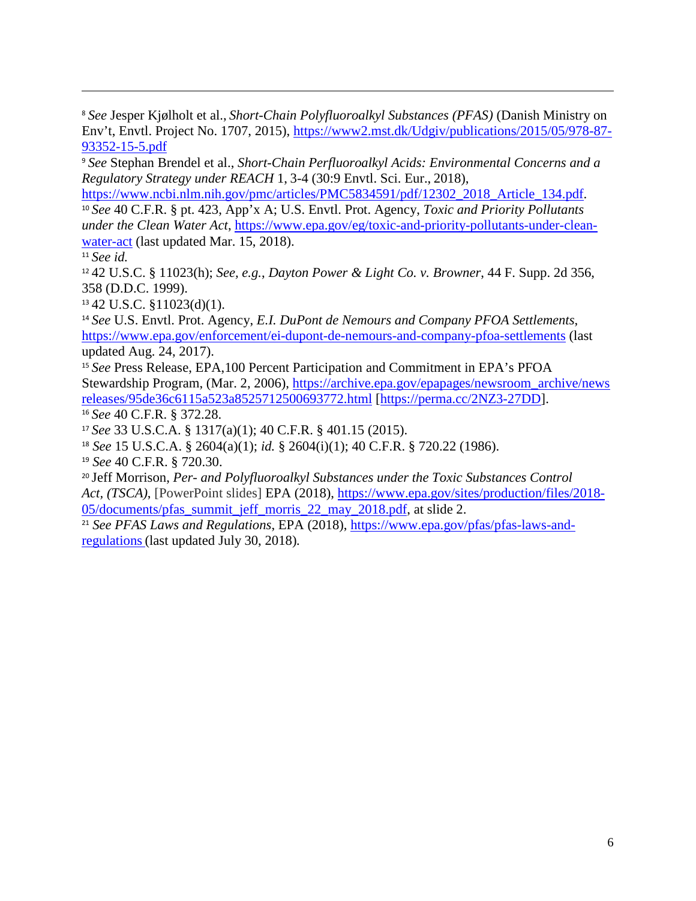[8] *See* Jesper Kjølholt et al., *Short-Chain Polyfluoroalkyl Substances (PFAS)* (Danish Ministry on Env't, Envtl. Project No. 1707, 2015), https://www2.mst.dk/Udgiv/publications/2015/05/978-87-93352-15-5.pdf

[9] *See* Stephan Brendel et al., *Short-Chain Perfluoroalkyl Acids: Environmental Concerns and a Regulatory Strategy under REACH* 1, 3-4 (30:9 Envtl. Sci. Eur., 2018), https://www.ncbi.nlm.nih.gov/pmc/articles/PMC5834591/pdf/12302_2018_Article_134.pdf.

[10] *See* 40 C.F.R. § pt. 423, App'x A; U.S. Envtl. Prot. Agency, *Toxic and Priority Pollutants under the Clean Water Act*, https://www.epa.gov/eg/toxic-and-priority-pollutants-under-clean-water-act (last updated Mar. 15, 2018).

[11] *See id.*

[12] 42 U.S.C. § 11023(h); *See, e.g.*, *Dayton Power & Light Co. v. Browner*, 44 F. Supp. 2d 356, 358 (D.D.C. 1999).

[13] 42 U.S.C. §11023(d)(1).

[14] *See* U.S. Envtl. Prot. Agency, *E.I. DuPont de Nemours and Company PFOA Settlements*, https://www.epa.gov/enforcement/ei-dupont-de-nemours-and-company-pfoa-settlements (last updated Aug. 24, 2017).

[15] *See* Press Release, EPA,100 Percent Participation and Commitment in EPA's PFOA Stewardship Program, (Mar. 2, 2006), https://archive.epa.gov/epapages/newsroom_archive/newsreleases/95de36c6115a523a8525712500693772.html [https://perma.cc/2NZ3-27DD].

[16] *See* 40 C.F.R. § 372.28.

[17] *See* 33 U.S.C.A. § 1317(a)(1); 40 C.F.R. § 401.15 (2015).

[18] *See* 15 U.S.C.A. § 2604(a)(1); *id.* § 2604(i)(1); 40 C.F.R. § 720.22 (1986).

[19] *See* 40 C.F.R. § 720.30.

[20] Jeff Morrison, *Per- and Polyfluoroalkyl Substances under the Toxic Substances Control Act, (TSCA)*, [PowerPoint slides] EPA (2018), https://www.epa.gov/sites/production/files/2018-05/documents/pfas_summit_jeff_morris_22_may_2018.pdf, at slide 2.

[21] *See PFAS Laws and Regulations*, EPA (2018), https://www.epa.gov/pfas/pfas-laws-and-regulations (last updated July 30, 2018).